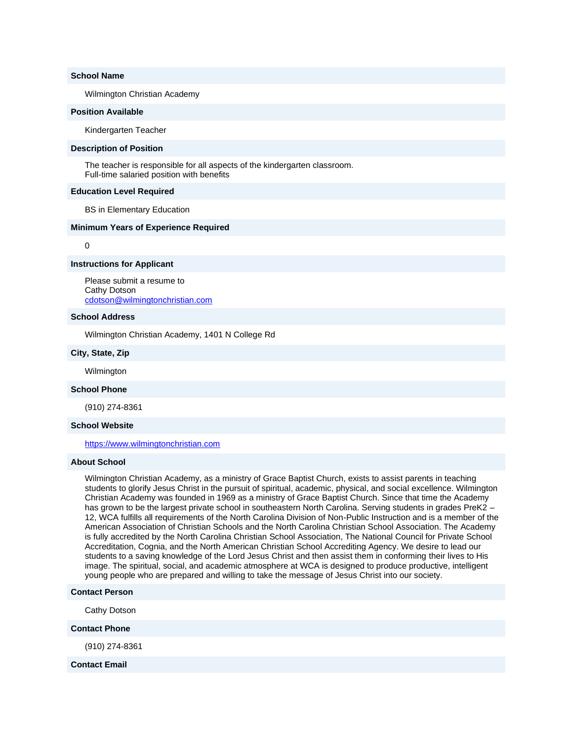**School Name**

Wilmington Christian Academy

**Position Available**

Kindergarten Teacher

**Description of Position**

The teacher is responsible for all aspects of the kindergarten classroom.
Full-time salaried position with benefits

**Education Level Required**

BS in Elementary Education

**Minimum Years of Experience Required**

0

**Instructions for Applicant**

Please submit a resume to
Cathy Dotson
cdotson@wilmingtonchristian.com

**School Address**

Wilmington Christian Academy, 1401 N College Rd

**City, State, Zip**

Wilmington

**School Phone**

(910) 274-8361

**School Website**

https://www.wilmingtonchristian.com

**About School**

Wilmington Christian Academy, as a ministry of Grace Baptist Church, exists to assist parents in teaching students to glorify Jesus Christ in the pursuit of spiritual, academic, physical, and social excellence. Wilmington Christian Academy was founded in 1969 as a ministry of Grace Baptist Church. Since that time the Academy has grown to be the largest private school in southeastern North Carolina. Serving students in grades PreK2 – 12, WCA fulfills all requirements of the North Carolina Division of Non-Public Instruction and is a member of the American Association of Christian Schools and the North Carolina Christian School Association. The Academy is fully accredited by the North Carolina Christian School Association, The National Council for Private School Accreditation, Cognia, and the North American Christian School Accrediting Agency. We desire to lead our students to a saving knowledge of the Lord Jesus Christ and then assist them in conforming their lives to His image. The spiritual, social, and academic atmosphere at WCA is designed to produce productive, intelligent young people who are prepared and willing to take the message of Jesus Christ into our society.

**Contact Person**

Cathy Dotson

**Contact Phone**

(910) 274-8361

**Contact Email**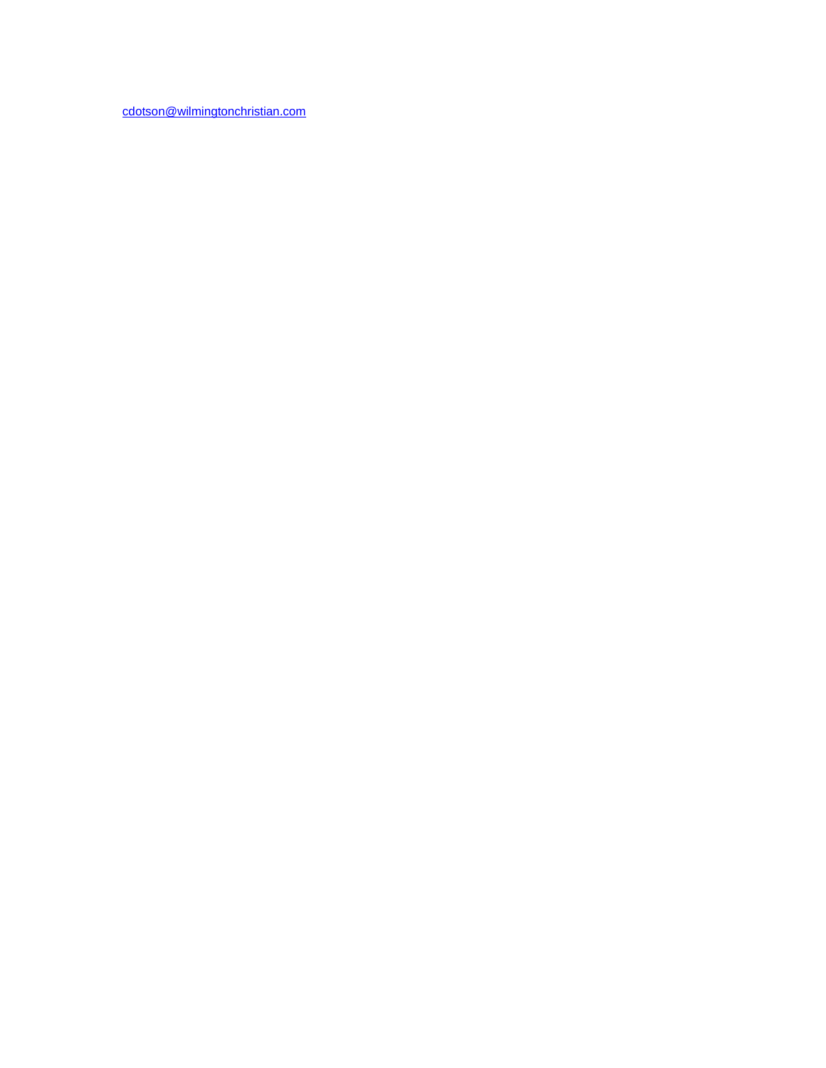cdotson@wilmingtonchristian.com